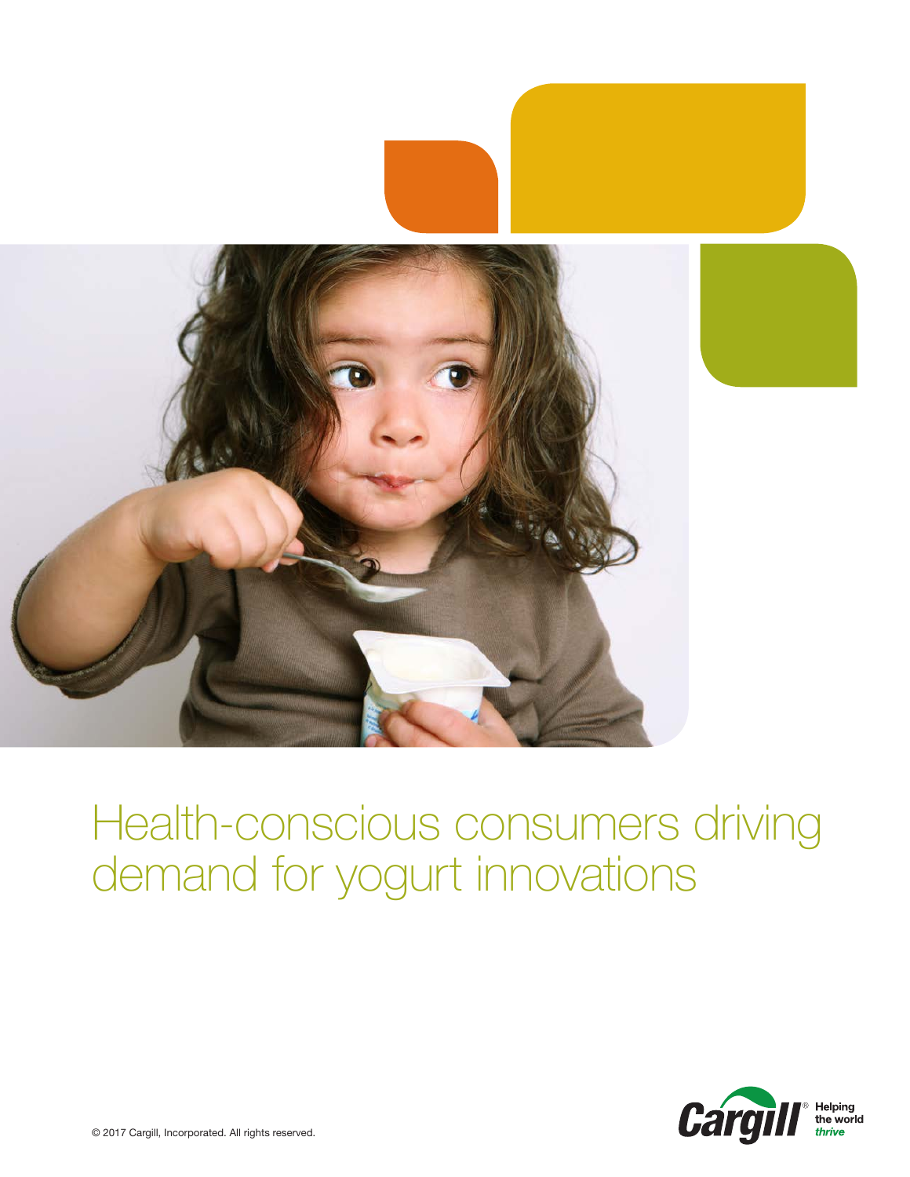# Health-conscious consumers driving demand for yogurt innovations

Helping the world *thrive*

© 2017 Cargill, Incorporated. All rights reserved.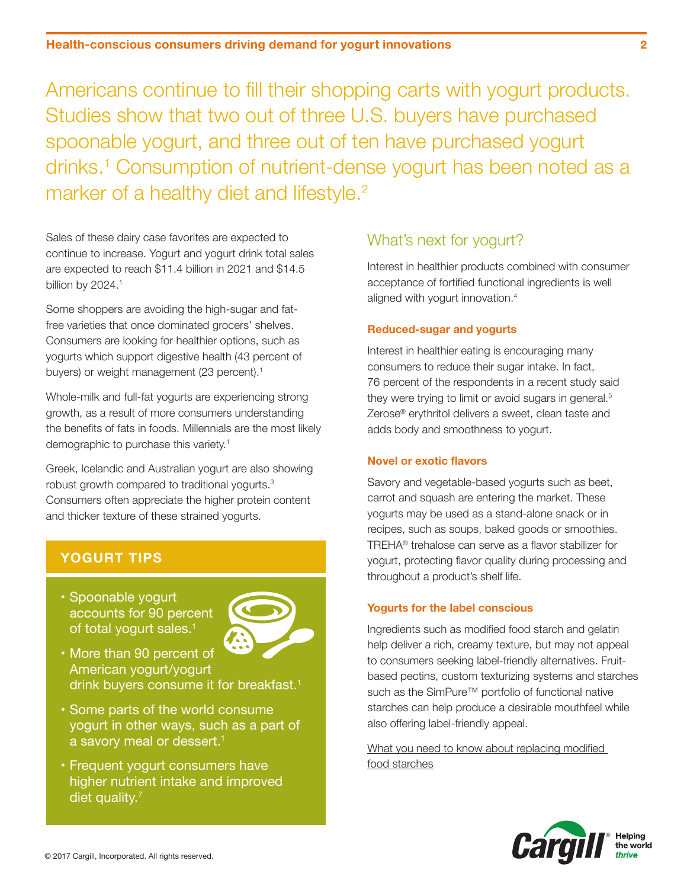Americans continue to fill their shopping carts with yogurt products. Studies show that two out of three U.S. buyers have purchased spoonable yogurt, and three out of ten have purchased yogurt drinks.[1] Consumption of nutrient-dense yogurt has been noted as a marker of a healthy diet and lifestyle.[2]

Sales of these dairy case favorites are expected to continue to increase. Yogurt and yogurt drink total sales are expected to reach $11.4 billion in 2021 and $14.5 billion by 2024.[1]

Some shoppers are avoiding the high-sugar and fat-free varieties that once dominated grocers' shelves. Consumers are looking for healthier options, such as yogurts which support digestive health (43 percent of buyers) or weight management (23 percent).[1]

Whole-milk and full-fat yogurts are experiencing strong growth, as a result of more consumers understanding the benefits of fats in foods. Millennials are the most likely demographic to purchase this variety.[1]

Greek, Icelandic and Australian yogurt are also showing robust growth compared to traditional yogurts.[3] Consumers often appreciate the higher protein content and thicker texture of these strained yogurts.

### YOGURT TIPS

- Spoonable yogurt accounts for 90 percent of total yogurt sales.[1]
- More than 90 percent of American yogurt/yogurt drink buyers consume it for breakfast.[1]
- Some parts of the world consume yogurt in other ways, such as a part of a savory meal or dessert.[1]
- Frequent yogurt consumers have higher nutrient intake and improved diet quality.[7]

## What's next for yogurt?

Interest in healthier products combined with consumer acceptance of fortified functional ingredients is well aligned with yogurt innovation.[4]

### Reduced-sugar and yogurts

Interest in healthier eating is encouraging many consumers to reduce their sugar intake. In fact, 76 percent of the respondents in a recent study said they were trying to limit or avoid sugars in general.[5] Zerose® erythritol delivers a sweet, clean taste and adds body and smoothness to yogurt.

### Novel or exotic flavors

Savory and vegetable-based yogurts such as beet, carrot and squash are entering the market. These yogurts may be used as a stand-alone snack or in recipes, such as soups, baked goods or smoothies. TREHA® trehalose can serve as a flavor stabilizer for yogurt, protecting flavor quality during processing and throughout a product's shelf life.

### Yogurts for the label conscious

Ingredients such as modified food starch and gelatin help deliver a rich, creamy texture, but may not appeal to consumers seeking label-friendly alternatives. Fruit-based pectins, custom texturizing systems and starches such as the SimPure™ portfolio of functional native starches can help produce a desirable mouthfeel while also offering label-friendly appeal.

What you need to know about replacing modified food starches

© 2017 Cargill, Incorporated. All rights reserved.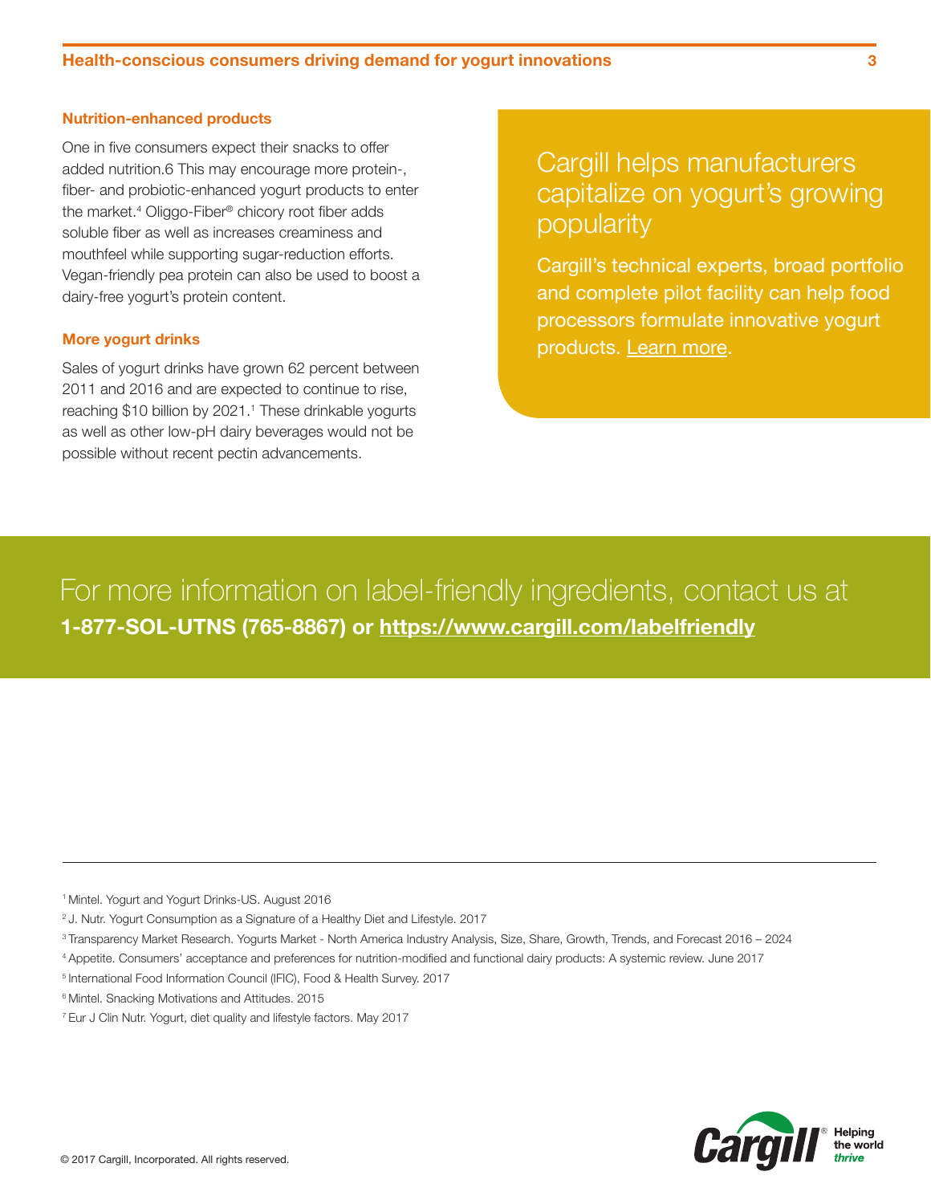### Nutrition-enhanced products

One in five consumers expect their snacks to offer added nutrition.6 This may encourage more protein-, fiber- and probiotic-enhanced yogurt products to enter the market.[4] Oliggo-Fiber® chicory root fiber adds soluble fiber as well as increases creaminess and mouthfeel while supporting sugar-reduction efforts. Vegan-friendly pea protein can also be used to boost a dairy-free yogurt's protein content.

### More yogurt drinks

Sales of yogurt drinks have grown 62 percent between 2011 and 2016 and are expected to continue to rise, reaching $10 billion by 2021.[1] These drinkable yogurts as well as other low-pH dairy beverages would not be possible without recent pectin advancements.

## Cargill helps manufacturers capitalize on yogurt's growing popularity

Cargill's technical experts, broad portfolio and complete pilot facility can help food processors formulate innovative yogurt products. Learn more.

For more information on label-friendly ingredients, contact us at
**1-877-SOL-UTNS (765-8867) or https://www.cargill.com/labelfriendly**

---

[1] Mintel. Yogurt and Yogurt Drinks-US. August 2016

[2] J. Nutr. Yogurt Consumption as a Signature of a Healthy Diet and Lifestyle. 2017

[3] Transparency Market Research. Yogurts Market - North America Industry Analysis, Size, Share, Growth, Trends, and Forecast 2016 – 2024

[4] Appetite. Consumers' acceptance and preferences for nutrition-modified and functional dairy products: A systemic review. June 2017

[5] International Food Information Council (IFIC), Food & Health Survey. 2017

[6] Mintel. Snacking Motivations and Attitudes. 2015

[7] Eur J Clin Nutr. Yogurt, diet quality and lifestyle factors. May 2017

© 2017 Cargill, Incorporated. All rights reserved.

Cargill® Helping the world *thrive*